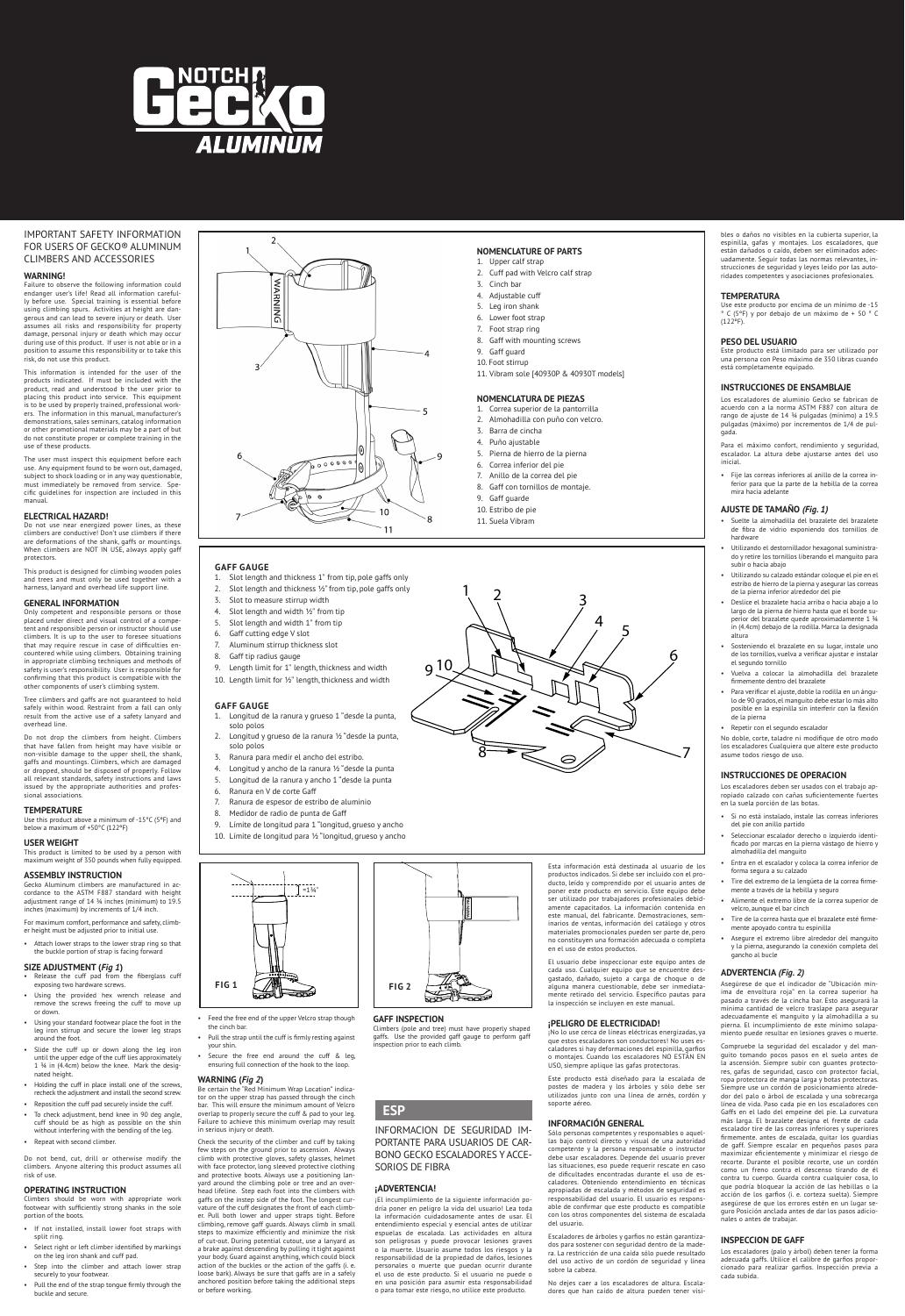# IMPORTANT SAFETY INFORMATION FOR USERS OF GECKO® ALUMINUM CLIMBERS AND ACCESSORIES

## WARNING!

Failure to observe the following information could endanger user's life! Read all information carefully before use. Special training is essential before using climbing spurs. Activities at height are dangerous and can lead to severe injury or death. User assumes all risks and responsibility for property damage, personal injury or death which may occur during use of this product. If user is not able or in a position to assume this responsibility or to take this risk, do not use this product.

This information is intended for the user of the products indicated. If must be included with the product, read and understood b the user prior to placing this product into service. This equipment is to be used by properly trained, professional workers. The information in this manual, manufacturer's demonstrations, sales seminars, catalog information or other promotional materials may be a part of but do not constitute proper or complete training in the use of these products.

The user must inspect this equipment before each use. Any equipment found to be worn out, damaged, subject to shock loading or in any way questionable, must immediately be removed from service. Specific guidelines for inspection are included in this manual.

## ELECTRICAL HAZARD!

Do not use near energized power lines, as these climbers are conductive! Don't use climbers if there are deformations of the shank, gaffs or mountings. When climbers are NOT IN USE, always apply gaff protectors.

This product is designed for climbing wooden poles and trees and must only be used together with a harness, lanyard and overhead life support line.

## GENERAL INFORMATION

Only competent and responsible persons or those placed under direct and visual control of a competent and responsible person or instructor should use climbers. It is up to the user to foresee situations that may require rescue in case of difficulties encountered while using climbers. Obtaining training in appropriate climbing techniques and methods of safety is user's responsibility. User is responsible for confirming that this product is compatible with the other components of user's climbing system.

Tree climbers and gaffs are not guaranteed to hold safely within wood. Restraint from a fall can only result from the active use of a safety lanyard and overhead line.

Do not drop the climbers from height. Climbers that have fallen from height may have visible or non-visible damage to the upper shell, the shank, gaffs and mountings. Climbers, which are damaged or dropped, should be disposed of properly. Follow all relevant standards, safety instructions and laws issued by the appropriate authorities and professional associations.

## TEMPERATURE

Use this product above a minimum of -15°C (5°F) and below a maximum of +50°C (122°F)

## USER WEIGHT

This product is limited to be used by a person with maximum weight of 350 pounds when fully equipped.

## ASSEMBLY INSTRUCTION

Gecko Aluminum climbers are manufactured in accordance to the ASTM F887 standard with height adjustment range of 14 ¾ inches (minimum) to 19.5 inches (maximum) by increments of 1/4 inch.

For maximum comfort, performance and safety, climber height must be adjusted prior to initial use.

- Attach lower straps to the lower strap ring so that the buckle portion of strap is facing forward

## SIZE ADJUSTMENT (*Fig 1*)

- Release the cuff pad from the fiberglass cuff exposing two hardware screws.
- Using the provided hex wrench release and remove the screws freeing the cuff to move up or down.
- Using your standard footwear place the foot in the leg iron stirrup and secure the lower leg straps around the foot.
- Slide the cuff up or down along the leg iron until the upper edge of the cuff lies approximately 1 ¾ in (4.4cm) below the knee. Mark the designated height.
- Holding the cuff in place install one of the screws, recheck the adjustment and install the second screw.
- Reposition the cuff pad securely inside the cuff.
- To check adjustment, bend knee in 90 deg angle, cuff should be as high as possible on the shin without interfering with the bending of the leg.
- Repeat with second climber.

Do not bend, cut, drill or otherwise modify the climbers. Anyone altering this product assumes all risk of use.

## OPERATING INSTRUCTION

Climbers should be worn with appropriate work footwear with sufficiently strong shanks in the sole portion of the boots.

- If not installed, install lower foot straps with split ring.
- Select right or left climber identified by markings on the leg iron shank and cuff pad.
- Step into the climber and attach lower strap securely to your footwear.
- Pull the end of the strap tongue firmly through the buckle and secure.

## NOMENCLATURE OF PARTS

1. Upper calf strap
2. Cuff pad with Velcro calf strap
3. Cinch bar
4. Adjustable cuff
5. Leg iron shank
6. Lower foot strap
7. Foot strap ring
8. Gaff with mounting screws
9. Gaff guard
10. Foot stirrup
11. Vibram sole [40930P & 40930T models]

## NOMENCLATURA DE PIEZAS

1. Correa superior de la pantorrilla
2. Almohadilla con puño con velcro.
3. Barra de cincha
4. Puño ajustable
5. Pierna de hierro de la pierna
6. Correa inferior del pie
7. Anillo de la correa del pie
8. Gaff con tornillos de montaje.
9. Gaff guarde
10. Estribo de pie
11. Suela Vibram

## GAFF GAUGE

1. Slot length and thickness 1" from tip, pole gaffs only
2. Slot length and thickness ½" from tip, pole gaffs only
3. Slot to measure stirrup width
4. Slot length and width ½" from tip
5. Slot length and width 1" from tip
6. Gaff cutting edge V slot
7. Aluminum stirrup thickness slot
8. Gaff tip radius gauge
9. Length limit for 1" length, thickness and width
10. Length limit for ½" length, thickness and width

## GAFF GAUGE

1. Longitud de la ranura y grueso 1 "desde la punta, solo polos
2. Longitud y grueso de la ranura ½ "desde la punta, solo polos
3. Ranura para medir el ancho del estribo.
4. Longitud y ancho de la ranura ½ "desde la punta
5. Longitud de la ranura y ancho 1 "desde la punta
6. Ranura en V de corte Gaff
7. Ranura de espesor de estribo de aluminio
8. Medidor de radio de punta de Gaff
9. Límite de longitud para 1 "longitud, grueso y ancho
10. Límite de longitud para ½ "longitud, grueso y ancho

FIG 1

FIG 2

- Feed the free end of the upper Velcro strap though the cinch bar.
- Pull the strap until the cuff is firmly resting against your shin.
- Secure the free end around the cuff & leg, ensuring full connection of the hook to the loop.

## WARNING (*Fig 2*)

Be certain the "Red Minimum Wrap Location" indicator on the upper strap has passed through the cinch bar. This will ensure the minimum amount of Velcro overlap to properly secure the cuff & pad to your leg. Failure to achieve this minimum overlap may result in serious injury or death.

Check the security of the climber and cuff by taking few steps on the ground prior to ascension. Always climb with protective gloves, safety glasses, helmet with face protector, long sleeved protective clothing and protective boots. Always use a positioning lanyard around the climbing pole or tree and an overhead lifeline. Step each foot into the climbers with gaffs on the instep side of the foot. The longest curvature of the gaff designates the front of each climber. Pull both lower and upper straps tight. Before climbing, remove gaff guards. Always climb in small steps to maximize efficiently and minimize the risk of cut-out. During potential cutout, use a lanyard as a brake against descending by pulling it tight against your body. Guard against anything, which could block action of the buckles or the action of the gaffs (i. e. loose bark). Always be sure that gaffs are in a safely anchored position before taking the additional steps or before working.

## GAFF INSPECTION

Climbers (pole and tree) must have properly shaped gaffs. Use the provided gaff gauge to perform gaff inspection prior to each climb.

# ESP

INFORMACION DE SEGURIDAD IMPORTANTE PARA USUARIOS DE CARBONO GECKO ESCALADORES Y ACCESORIOS DE FIBRA

## ¡ADVERTENCIA!

¡El incumplimiento de la siguiente información podría poner en peligro la vida del usuario! Lea toda la información cuidadosamente antes de usar. El entendimiento especial y esencial antes de utilizar espuelas de escalada. Las actividades en altura son peligrosas y puede provocar lesiones graves o la muerte. Usuario asume todos los riesgos y la responsabilidad de la propiedad de daños, lesiones personales o muerte que puedan ocurrir durante el uso de este producto. Si el usuario no puede o en una posición para asumir esta responsabilidad o para tomar este riesgo, no utilice este producto.

Esta información está destinada al usuario de los productos indicados. Si debe ser incluido con el producto, leído y comprendido por el usuario antes de poner este producto en servicio. Este equipo debe ser utilizado por trabajadores profesionales debidamente capacitados. La información contenida en este manual, del fabricante. Demostraciones, seminarios de ventas, información del catálogo y otros materiales promocionales pueden ser parte de, pero no constituyen una formación adecuada o completa en el uso de estos productos.

El usuario debe inspeccionar este equipo antes de cada uso. Cualquier equipo que se encuentre desgastado, dañado, sujeto a carga de choque o de alguna manera cuestionable, debe ser inmediatamente retirado del servicio. Específico pautas para la inspección se incluyen en este manual.

## ¡PELIGRO DE ELECTRICIDAD!

¡No lo use cerca de líneas eléctricas energizadas, ya que estos escaladores son conductores! No uses escaladores si hay deformaciones del espinilla, garfios o montajes. Cuando los escaladores NO ESTÁN EN USO, siempre aplique las gafas protectoras.

Este producto está diseñado para la escalada de postes de madera y los árboles y sólo debe ser utilizados junto con una línea de arnés, cordón y soporte aéreo.

## INFORMACIÓN GENERAL

Sólo personas competentes y responsables o aquellas bajo control directo y visual de una autoridad competente y la persona responsable o instructor debe usar escaladores. Depende del usuario prever las situaciones, eso puede requerir rescate en caso de dificultades encontradas durante el uso de escaladores. Obteniendo entrenamiento en técnicas apropiadas de escalada y métodos de seguridad es responsabilidad del usuario. El usuario es responsable de confirmar que este producto es compatible con los otros componentes del sistema de escalada del usuario.

Escaladores de árboles y garfios no están garantizados para sostener con seguridad dentro de la madera. La restricción de una caída sólo puede resultado del uso activo de un cordón de seguridad y línea sobre la cabeza.

No dejes caer a los escaladores de altura. Escaladores que han caído de altura pueden tener visibles o daños no visibles en la cubierta superior, la espinilla, gafas y montajes. Los escaladores, que están dañados o caído, deben ser eliminados adecuadamente. Seguir todas las normas relevantes, instrucciones de seguridad y leyes leído por las autoridades competentes y asociaciones profesionales.

## TEMPERATURA

Use este producto por encima de un mínimo de -15 ° C (5°F) y por debajo de un máximo de + 50 ° C (122°F).

## PESO DEL USUARIO

Este producto está limitado para ser utilizado por una persona con Peso máximo de 350 libras cuando está completamente equipado.

## INSTRUCCIONES DE ENSAMBLAJE

Los escaladores de aluminio Gecko se fabrican de acuerdo con a la norma ASTM F887 con altura de rango de ajuste de 14 ¾ pulgadas (mínimo) a 19.5 pulgadas (máximo) por incrementos de 1/4 de pulgada.

Para el máximo confort, rendimiento y seguridad, escalador. La altura debe ajustarse antes del uso inicial.

- Fije las correas inferiores al anillo de la correa inferior para que la parte de la hebilla de la correa mira hacia adelante

## AJUSTE DE TAMAÑO *(Fig. 1)*

- Suelte la almohadilla del brazalete del brazalete de fibra de vidrio exponiendo dos tornillos de hardware
- Utilizando el destornillador hexagonal suministrado y retire los tornillos liberando el manguito para subir o bajar
- Utilizando su calzado estándar coloque el pie en el estribo de hierro de la pierna y asegurar las correas de la pierna inferior alrededor del pie
- Deslice el brazalete hacia arriba o hacia abajo a lo largo de la pierna de hierro hasta que el borde superior del brazalete quede aproximadamente 1 ¾ in (4.4cm) debajo de la rodilla. Marca la designada altura
- Sosteniendo el brazalete en su lugar, instale uno de los tornillos, vuelva a verificar ajustar e instalar el segundo tornillo
- Vuelva a colocar la almohadilla del brazalete firmemente dentro del brazalete
- Para verificar el ajuste, doble la rodilla en un ángulo de 90 grados, el manguito debe estar lo más alto posible en la espinilla sin interferir con la flexión de la pierna
- Repetir con el segundo escalador

No doble, corte, taladre ni modifique de otro modo los escaladores Cualquiera que altere este producto asume todos riesgo de uso.

## INSTRUCCIONES DE OPERACION

Los escaladores deben ser usados con el trabajo apropiado calzado con cañas suficientemente fuertes en la suela porción de las botas.

- Si no está instalado, instale las correas inferiores del pie con anillo partido
- Seleccionar escalador derecho o izquierdo identificado por marcas en la pierna vástago de hierro y almohadilla del manguito
- Entra en el escalador y coloca la correa inferior de forma segura a su calzado
- Tire del extremo de la lengüeta de la correa firmemente a través de la hebilla y seguro
- Alimente el extremo libre de la correa superior de velcro, aunque el bar cinch
- Tire de la correa hasta que el brazalete esté firmemente apoyado contra tu espinilla
- Asegure el extremo libre alrededor del manguito y la pierna, asegurando la conexión completa del gancho al bucle

## ADVERTENCIA *(Fig. 2)*

Asegúrese de que el indicador de "Ubicación mínima de envoltura roja" en la correa superior ha pasado a través de la cincha bar. Esto asegurará la mínima cantidad de velcro traslape para asegurar adecuadamente el manguito y la almohadilla a su pierna. El incumplimiento de este mínimo solapamiento puede resultar en lesiones graves o muerte.

Compruebe la seguridad del escalador y del manguito tomando pocos pasos en el suelo antes de la ascensión. Siempre subir con guantes protectores, gafas de seguridad, casco con protector facial, ropa protectora de manga larga y botas protectoras. Siempre use un cordón de posicionamiento alrededor del palo o árbol de escalada y una sobrecarga línea de vida. Paso cada pie en los escaladores con Gaffs en el lado del empeine del pie. La curvatura más larga. El brazalete designa el frente de cada escalador tire de las correas inferiores y superiores firmemente. antes de escalada, quitar los guardias de gaff. Siempre escalar en pequeños pasos para maximizar eficientemente y minimizar el riesgo de recorte. Durante el posible recorte, use un cordón como un freno contra el descenso tirando de él contra tu cuerpo. Guarda contra cualquier cosa, lo que podría bloquear la acción de las hebillas o la acción de los garfios (i. e. corteza suelta). Siempre asegúrese de que los errores estén en un lugar seguro Posición anclada antes de dar los pasos adicionales o antes de trabajar.

## INSPECCION DE GAFF

Los escaladores (palo y árbol) deben tener la forma adecuada gaffs. Utilice el calibre de garfios proporcionado para realizar garfios. Inspección previa a cada subida.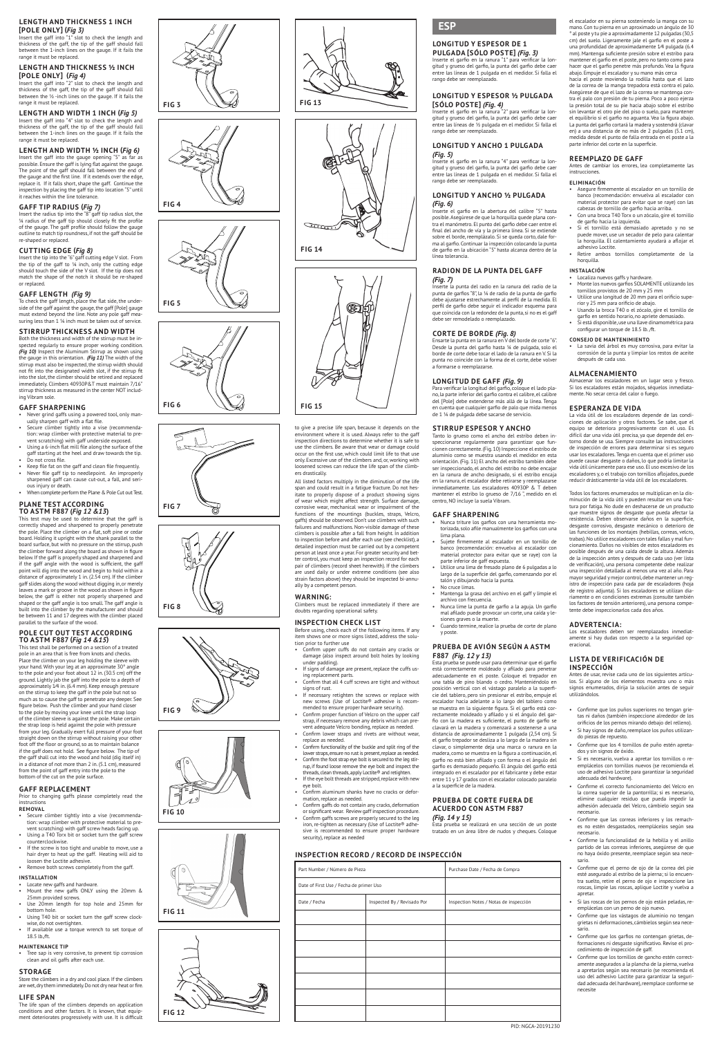## LENGTH AND THICKNESS 1 INCH [POLE ONLY] *(Fig 3)*

Insert the gaff into "1" slot to check the length and thickness of the gaff, the tip of the gaff should fall between the 1-inch lines on the gauge. If it fails the range it must be replaced.

## LENGTH AND THICKNESS ½ INCH [POLE ONLY] *(Fig 4)*

Insert the gaff into "2" slot to check the length and thickness of the gaff, the tip of the gaff should fall between the ½-inch lines on the gauge. If it fails the range it must be replaced.

## LENGTH AND WIDTH 1 INCH *(Fig 5)*

Insert the gaff into "4" slot to check the length and thickness of the gaff, the tip of the gaff should fall between the 1-inch lines on the gauge. If it fails the range it must be replaced.

## LENGTH AND WIDTH ½ INCH *(Fig 6)*

Insert the gaff into the gauge opening "5" as far as possible. Ensure the gaff is lying flat against the gauge. The point of the gaff should fall between the end of the gauge and the first line. If it extends over the edge, replace it. If it falls short, shape the gaff. Continue the inspection by placing the gaff tip into location "5" until it reaches within the line tolerance.

## GAFF TIP RADIUS *(Fig 7)*

Insert the radius tip into the "8" gaff tip radius slot, the ¼ radius of the gaff tip should closely fit the profile of the gauge. The gaff profile should follow the gauge outline to match tip roundness, if not the gaff should be re-shaped or replaced.

## CUTTING EDGE *(Fig 8)*

Insert the tip into the "6" gaff cutting edge V slot. From the tip of the gaff to ¼ inch, only the cutting edge should touch the side of the V slot. If the tip does not match the shape of the notch it should be re-shaped or replaced.

## GAFF LENGTH *(Fig 9)*

To check the gaff length, place the flat side, the underside of the gaff against the gauge, the gaff [Pole] gauge must extend beyond the line. Note any pole gaff measuring less than 1 ¼ inch must be taken out of service.

## STIRRUP THICKNESS AND WIDTH

Both the thickness and width of the stirrup must be inspected regularly to ensure proper working condition. *(Fig 10)* Inspect the Aluminum Stirrup as shown using the gauge in this orientation. *(Fig 11)* The width of the stirrup must also be inspected, the stirrup width should not fit into the designated width slot, if the stirrup fit into the slot, the climber should be retired and replaced immediately. Climbers 40930P&T must maintain 7/16" stirrup thickness as measured in the center NOT including Vibram sole.

## GAFF SHARPENING

- Never grind gaffs using a powered tool, only manually sharpen gaff with a flat file.
- Secure climber tightly into a vise (recommendation: wrap climber with protective material to prevent scratching) with gaff underside exposed.
- Using a 6-inch flat mill file along the surface of the gaff starting at the heel and draw towards the tip.
- Do not cross file.
- Keep file fat on the gaff and clean file frequently.
- Never file gaff tip to needlepoint. An improperly sharpened gaff can cause cut-out, a fall, and serious injury or death.
- When complete perform the Plane & Pole Cut out Test.

## PLANE TEST ACCORDING TO ASTM F887 *(Fig 12 &13)*

This test may be used to determine that the gaff is correctly shaped and sharpened to properly penetrate the pole. Place the climber on a flat, soft pine or cedar board. Holding it upright with the shank parallel to the board surface, but with no pressure on the stirrup, push the climber forward along the board as shown in figure below. If the gaff is properly shaped and sharpened and if the gaff angle with the wood is sufficient, the gaff point will dig into the wood and begin to hold within a distance of approximately 1 in. (2.54 cm). If the climber gaff slides along the wood without digging in, or merely leaves a mark or groove in the wood as shown in figure below, the gaff is either not properly sharpened and shaped or the gaff angle is too small. The gaff angle is built into the climber by the manufacturer and should be between 11 and 17 degrees with the climber placed parallel to the surface of the wood.

## POLE CUT OUT TEST ACCORDING TO ASTM F887 *(Fig 14 &15)*

This test shall be performed on a section of a treated pole in an area that is free from knots and checks. Place the climber on your leg holding the sleeve with your hand. With your leg at an approximate 30° angle to the pole and your foot about 12 in. (30.5 cm) off the ground. Lightly jab the gaff into the pole to a depth of approximately 1/4 in. (6.4 mm). Keep enough pressure on the stirrup to keep the gaff in the pole but not so much as to cause the gaff to penetrate any deeper. See figure below. Push the climber and your hand closer to the pole by moving your knee until the strap loop of the climber sleeve is against the pole. Make certain the strap loop is held against the pole with pressure from your leg. Gradually exert full pressure of your foot straight down on the stirrup without raising your other foot off the floor or ground, so as to maintain balance if the gaff does not hold. See figure below. The tip of the gaff shall cut into the wood and hold (dig itself in) in a distance of not more than 2 in. (5.1 cm), measured from the point of gaff entry into the pole to the bottom of the cut on the pole surface.

## GAFF REPLACEMENT

Prior to changing gaffs please completely read the instructions

### REMOVAL

- Secure climber tightly into a vise (recommendation: wrap climber with protective material to prevent scratching) with gaff screw heads facing up.
- Using a T40 Torx bit or socket turn the gaff screw counterclockwise.
- If the screw is too tight and unable to move, use a hair dryer to heat up the gaff. Heating will aid to loosen the Loctite adhesive.
- Remove both screws completely from the gaff.

### INSTALLATION

- Locate new gaffs and hardware.
- Mount the new gaffs ONLY using the 20mm & 25mm provided screws.
- Use 20mm length for top hole and 25mm for bottom hole.
- Using T40 bit or socket turn the gaff screw clockwise, do not overtighten.
- If available use a torque wrench to set torque of 18.5 lb./ft.

### MAINTENANCE TIP

- Tree sap is very corrosive, to prevent tip corrosion clean and oil gaffs after each use.

## STORAGE

Store the climbers in a dry and cool place. If the climbers are wet, dry them immediately. Do not dry near heat or fire.

## LIFE SPAN

The life span of the climbers depends on application conditions and other factors. It is known, that equipment deteriorates progressively with use. It is difficult to give a precise life span, because it depends on the environment where it is used. Always refer to the gaff inspection directions to determine whether it is safe to use the climbers. Be aware that wear or damage could occur on the first use, which could limit life to that use only. Excessive use of the climbers and, or, working with loosened screws can reduce the life span of the climbers drastically.

All listed factors multiply in the diminution of the life span and could result in a fatigue fracture. Do not hesitate to properly dispose of a product showing signs of wear which might affect strength. Surface damage, corrosive wear, mechanical wear or impairment of the functions of the mountings (buckles, straps, Velcro, gaffs) should be observed. Don't use climbers with such failures and malfunctions. Non-visible damage of these climbers is possible after a fall from height. In addition to inspection before and after each use (see checklist), a detailed inspection must be carried out by a competent person at least once a year. For greater security and better control, you must keep an inspection record for each pair of climbers (record sheet herewith). If the climbers are used daily or under extreme conditions (see also strain factors above) they should be inspected bi-annually by a competent person.

## WARNING:

Climbers must be replaced immediately if there are doubts regarding operational safety.

## INSPECTION CHECK LIST

Before using, check each of the following items. If any item shows one or more signs listed, address the solution prior to further use

- Confirm upper cuffs do not contain any cracks or damage (also inspect around bolt holes by looking under padding).
- If signs of damage are present, replace the cuffs using replacement parts.
- Confirm that all 4 cuff screws are tight and without signs of rust.
- If necessary retighten the screws or replace with new screws (Use of Loctite® adhesive is recommended to ensure proper hardware security).
- Confirm proper function of Velcro on the upper calf strap, if necessary remove any debris which can prevent adequate Velcro bonding, replace as needed.
- Confirm lower straps and rivets are without wear, replace as needed.
- Confirm functionality of the buckle and split ring of the lower straps, ensure no rust is present, replace as needed.
- Confirm the foot strap eye bolt is secured to the leg stirrup, if found loose remove the eye bolt and inspect the threads, clean threads, apply Loctite® and retighten.
- If the eye bolt threads are stripped, replace with new eye bolt.
- Confirm aluminum shanks have no cracks or deformation, replace as needed.
- Confirm gaffs do not contain any cracks, deformation or significant wear. Review gaff inspection procedure.
- Confirm gaffs screws are properly secured to the leg iron, re-tighten as necessary (Use of Loctite® adhesive is recommended to ensure proper hardware security), replace as needed

FIG 3

FIG 4

FIG 5

FIG 6

FIG 7

FIG 8

FIG 9

FIG 10

FIG 11

FIG 12

FIG 13

FIG 14

FIG 15

# ESP

## LONGITUD Y ESPESOR DE 1 PULGADA [SÓLO POSTE] *(Fig. 3)*

Inserte el garfio en la ranura "1" para verificar la longitud y grueso del garfio, la punta del garfio debe caer entre las líneas de 1 pulgada en el medidor. Si falla el rango debe ser reemplazado.

## LONGITUD Y ESPESOR ½ PULGADA [SÓLO POSTE] *(Fig. 4)*

Inserte el garfio en la ranura "2" para verificar la longitud y grueso del garfio, la punta del garfio debe caer entre las líneas de ½ pulgada en el medidor. Si falla el rango debe ser reemplazado.

## LONGITUD Y ANCHO 1 PULGADA *(Fig. 5)*

Inserte el garfio en la ranura "4" para verificar la longitud y grueso del garfio, la punta del garfio debe caer entre las líneas de 1 pulgada en el medidor. Si falla el rango debe ser reemplazado.

## LONGITUD Y ANCHO ½ PULGADA *(Fig. 6)*

Inserte el garfio en la abertura del calibre "5" hasta posible. Asegúrese de que la horquilla quede plana contra el manómetro. El punto del garfio debe caer entre el final del ancho de vía y la primera línea. Si se extiende sobre el borde, reemplazarlo. Si se queda corto, dale forma al garfio. Continuar la inspección colocando la punta de garfio en la ubicación "5" hasta alcanza dentro de la línea tolerancia.

## RADION DE LA PUNTA DEL GAFF *(Fig. 7)*

Inserte la punta del radio en la ranura del radio de la punta de garfios "8", la ¼ de radio de la punta de garfio debe ajustarse estrechamente al perfil de la medida. El perfil de garfio debe seguir el indicador esquema para que coincida con la redondez de la punta, si no es el gaff debe ser remodelado o reemplazado.

## CORTE DE BORDE *(Fig. 8)*

Ensarte la punta en la ranura en V del borde de corte "6". Desde la punta del garfio hasta ¼ de pulgada, solo el borde de corte debe tocar el lado de la ranura en V. Si la punta no coincide con la forma de el corte, debe volver a formarse o reemplazarse.

## LONGITUD DE GAFF *(Fig. 9)*

Para verificar la longitud del garfio, coloque el lado plano, la parte inferior del garfio contra el calibre, el calibre del [Pole] debe extenderse más allá de la línea. Tenga en cuenta que cualquier garfio de palo que mida menos de 1 ¼ de pulgada debe sacarse de servicio.

## STIRRUP ESPESOR Y ANCHO

Tanto lo grueso como el ancho del estribo deben inspeccionarse regularmente para garantizar que funcionen correctamente. (Fig. 10) Inspeccione el estribo de aluminio como se muestra usando el medidor en esta orientación. (Fig. 11) El ancho del estribo también debe ser inspeccionado, el ancho del estribo no debe encajar en la ranura de ancho designada, si el estribo encaja en la ranura, el escalador debe retirarse y reemplazarse inmediatamente. Los escaladores 40930P & T deben mantener el estribo lo grueso de 7/16´´, medido en el centro, NO incluye la suela Vibram.

## GAFF SHARPENING

- Nunca triture los garfios con una herramienta motorizada, sólo afile manualmente los garfios con una lima plana.
- Sujete firmemente al escalador en un tornillo de banco (recomendación: envuelva al escalador con material protector para evitar que se raye) con la parte inferior del garfio expuesta.
- Utilice una lima de fresado plano de 6 pulgadas a lo largo de la superficie del garfio, comenzando por el talón y dibujando hacia la punta.
- No cruce limas.
- Mantenga la grasa del archivo en el gaff y limpie el archivo con frecuencia.
- Nunca lime la punta de garfio a la aguja. Un garfio mal afilado puede provocar un corte, una caída y lesiones graves o la muerte.
- Cuando termine, realice la prueba de corte de plano y poste.

## PRUEBA DE AVIÓN SEGÚN A ASTM F887 *(Fig. 12 y 13)*

Esta prueba se puede usar para determinar que el garfio está correctamente moldeado y afilado para penetrar adecuadamente en el poste. Coloque el trepador en una tabla de pino blando o cedro. Manteniéndolo en posición vertical con el vástago paralelo a la superficie del tablero, pero sin presionar el estribo, empuje el escalador hacia adelante a lo largo del tablero como se muestra en la siguiente figura. Si el garfio está correctamente moldeado y afilado y si el ángulo del garfio con la madera es suficiente, el punto de garfio se clavará en la madera y comenzará a sostenerse a una distancia de aproximadamente 1 pulgada (2,54 cm). Si el garfio trepador se desliza a lo largo de la madera sin clavar, o simplemente deja una marca o ranura en la madera, como se muestra en la figura a continuación, el garfio no está bien afilado y con forma o el ángulo del garfio es demasiado pequeño. El ángulo del garfio está integrado en el escalador por el fabricante y debe estar entre 11 y 17 grados con el escalador colocado paralelo a la superficie de la madera.

## PRUEBA DE CORTE FUERA DE ACUERDO CON ASTM F887 *(Fig. 14 y 15)*

Esta prueba se realizará en una sección de un poste tratado en un área libre de nudos y cheques. Coloque el escalador en su pierna sosteniendo la manga con su mano. Con tu pierna en un aproximado un ángulo de 30 ° al poste y tu pie a aproximadamente 12 pulgadas (30,5 cm) del suelo. Ligeramente jale el garfio en el poste a una profundidad de aproximadamente 1⁄4 pulgada (6.4 mm). Mantenga suficiente presión sobre el estribo para mantener el garfio en el poste, pero no tanto como para hacer que el garfio penetre más profundo. Vea la figura abajo. Empuje el escalador y su mano más cerca hacia el poste moviendo la rodilla hasta que el lazo de la correa de la manga trepadora está contra el palo. Asegúrese de que el lazo de la correa se mantenga contra el palo con presión de tu pierna. Poco a poco ejerza la presión total de su pie hacia abajo sobre el estribo sin levantar el otro pie del piso o suelo, para mantener el equilibrio si el garfio no aguanta. Vea la figura abajo. La punta del garfio cortará la madera y sostendrá (clavar en) a una distancia de no más de 2 pulgadas (5.1 cm), medida desde el punto de falla entrada en el poste a la parte inferior del corte en la superficie.

## REEMPLAZO DE GAFF

Antes de cambiar los errores, lea completamente las instrucciones.

### ELIMINACIÓN

- Asegure firmemente al escalador en un tornillo de banco (recomendación: envuelva al escalador con material protector para evitar que se raye) con las cabezas de tornillo de garfio hacia arriba.
- Con una broca T40 Torx o un zócalo, gire el tornillo de garfio hacia la izquierda.
- Si el tornillo está demasiado apretado y no se puede mover, use un secador de pelo para calentar la horquilla. El calentamiento ayudará a aflojar el adhesivo Loctite.
- Retire ambos tornillos completamente de la horquilla.

### INSTALACIÓN

- Localiza nuevos gaffs y hardware.
- Monte los nuevos garfios SOLAMENTE utilizando los tornillos provistos de 20 mm y 25 mm
- Utilice una longitud de 20 mm para el orificio superior y 25 mm para orificio de abajo.
- Usando la broca T40 o el zócalo, gire el tornillo de garfio en sentido horario, no apriete demasiado.
- Si está disponible, use una llave dinamométrica para configurar un torque de 18.5 lb./ft.

### CONSEJO DE MANTENIMIENTO

- La savia del árbol es muy corrosiva, para evitar la corrosión de la punta y limpiar los restos de aceite después de cada uso.

## ALMACENAMIENTO

Almacenar los escaladores en un lugar seco y fresco. Si los escaladores están mojados, séquelos inmediatamente. No secar cerca del calor o fuego.

## ESPERANZA DE VIDA

La vida útil de los escaladores depende de las condiciones de aplicación y otros factores. Se sabe, que el equipo se deteriora progresivamente con el uso. Es difícil dar una vida útil precisa, ya que depende del entorno donde se usa. Siempre consulte las instrucciones de inspección de errores para determinar si es seguro usar los escaladores. Tenga en cuenta que el primer uso puede causar desgaste o daños, lo que podría limitar la vida útil únicamente para ese uso. El uso excesivo de los escaladores y, o el trabajo con tornillos aflojados, puede reducir drásticamente la vida útil de los escaladores.

Todos los factores enumerados se multiplican en la disminución de la vida útil y pueden resultar en una fractura por fatiga. No dude en deshacerse de un producto que muestre signos de desgaste que pueda afectar la resistencia. Deben observarse daños en la superficie, desgaste corrosivo, desgaste mecánico o deterioro de las funciones de los montajes (hebillas, correas, velcro, trabas). No utilice escaladores con tales fallas y mal funcionamiento. Daños no visibles de estos escaladores es posible después de una caída desde la altura. Además de la inspección antes y después de cada uso (ver lista de verificación), una persona competente debe realizar una inspección detallada al menos una vez al año. Para mayor seguridad y mejor control, debe mantener un registro de inspección para cada par de escaladores (hoja de registro adjunta). Si los escaladores se utilizan diariamente o en condiciones extremas (consulte también los factores de tensión anteriores), una persona competente debe inspeccionarlos cada dos años.

## ADVERTENCIA:

Los escaladores deben ser reemplazados inmediatamente si hay dudas con respecto a la seguridad operacional.

## LISTA DE VERIFICACIÓN DE INSPECCIÓN

Antes de usar, revise cada uno de los siguientes artículos. Si alguno de los elementos muestra uno o más signos enumerados, dirija la solución antes de seguir utilizándolos.

- Confirme que los puños superiores no tengan grietas ni daños (también inspeccione alrededor de los orificios de los pernos mirando debajo del relleno).
- Si hay signos de daño, reemplace los puños utilizando piezas de repuesto.
- Confirme que los 4 tornillos de puño estén apretados y sin signos de óxido.
- Si es necesario, vuelva a apretar los tornillos o reemplácelos con tornillos nuevos (se recomienda el uso de adhesivo Loctite para garantizar la seguridad adecuada del hardware).
- Confirme el correcto funcionamiento del Velcro en la correa superior de la pantorrilla; si es necesario, elimine cualquier residuo que pueda impedir la adhesión adecuada del Velcro, cámbielo según sea necesario.
- Confirme que las correas inferiores y los remaches no estén desgastados, reemplácelos según sea necesario.
- Confirme la funcionalidad de la hebilla y el anillo partido de las correas inferiores, asegúrese de que no haya óxido presente, reemplace según sea necesario.
- Confirme que el perno de ojo de la correa del pie esté asegurado al estribo de la pierna; si lo encuentra suelto, retire el perno de ojo e inspeccione las roscas, limpie las roscas, aplique Loctite y vuelva a apretar.
- Si las roscas de los pernos de ojo están peladas, reemplácelas con un perno de ojo nuevo.
- Confirme que los vástagos de aluminio no tengan grietas ni deformaciones, cámbielos según sea necesario.
- Confirme que los garfios no contengan grietas, deformaciones ni desgaste significativo. Revise el procedimiento de inspección de gaff.
- Confirme que los tornillos de gancho estén correctamente asegurados a la plancha de la pierna, vuelva a apretarlos según sea necesario (se recomienda el uso del adhesivo Loctite para garantizar la seguridad adecuada del hardware), reemplace conforme se necesite

## INSPECTION RECORD / RECORD DE INSPECCIÓN

| Part Number / Número de Pieza | | Purchase Date / Fecha de Compra |
|---|---|---|
| Date of First Use / Fecha de primer Uso | | |
| Date / Fecha | Inspected By / Revisado Por | Inspection Notes / Notas de inspección |
| | | |
| | | |
| | | |
| | | |
| | | |
| | | |
| | | |
| | | |

PID: NGCA-20191230